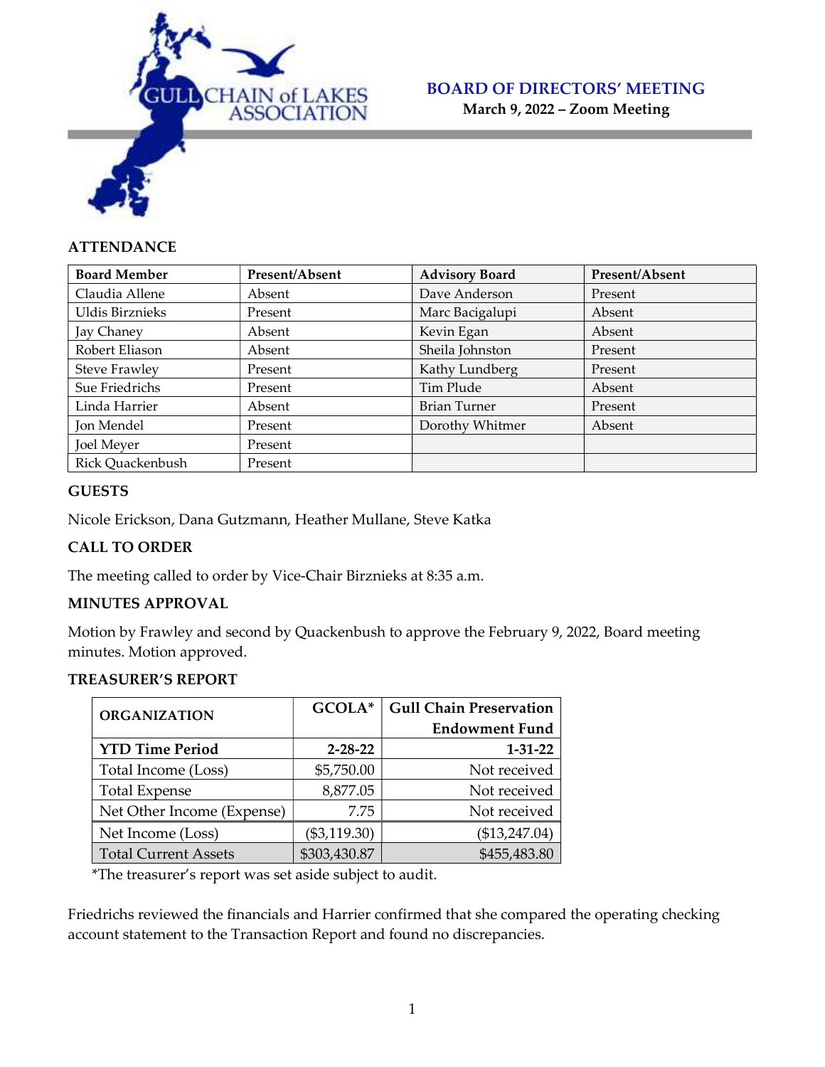GULL CHAIN of LAKES ASSOCIATION

# BOARD OF DIRECTORS' MEETING

**March 9, 2022 – Zoom Meeting**

## ATTENDANCE

| Board Member | Present/Absent | Advisory Board | Present/Absent |
|---|---|---|---|
| Claudia Allene | Absent | Dave Anderson | Present |
| Uldis Birznieks | Present | Marc Bacigalupi | Absent |
| Jay Chaney | Absent | Kevin Egan | Absent |
| Robert Eliason | Absent | Sheila Johnston | Present |
| Steve Frawley | Present | Kathy Lundberg | Present |
| Sue Friedrichs | Present | Tim Plude | Absent |
| Linda Harrier | Absent | Brian Turner | Present |
| Jon Mendel | Present | Dorothy Whitmer | Absent |
| Joel Meyer | Present | | |
| Rick Quackenbush | Present | | |

## GUESTS

Nicole Erickson, Dana Gutzmann, Heather Mullane, Steve Katka

## CALL TO ORDER

The meeting called to order by Vice-Chair Birznieks at 8:35 a.m.

## MINUTES APPROVAL

Motion by Frawley and second by Quackenbush to approve the February 9, 2022, Board meeting minutes. Motion approved.

## TREASURER'S REPORT

| ORGANIZATION | GCOLA* | Gull Chain Preservation Endowment Fund |
|---|---|---|
| **YTD Time Period** | **2-28-22** | **1-31-22** |
| Total Income (Loss) | $5,750.00 | Not received |
| Total Expense | 8,877.05 | Not received |
| Net Other Income (Expense) | 7.75 | Not received |
| Net Income (Loss) | ($3,119.30) | ($13,247.04) |
| Total Current Assets | $303,430.87 | $455,483.80 |

*The treasurer's report was set aside subject to audit.

Friedrichs reviewed the financials and Harrier confirmed that she compared the operating checking account statement to the Transaction Report and found no discrepancies.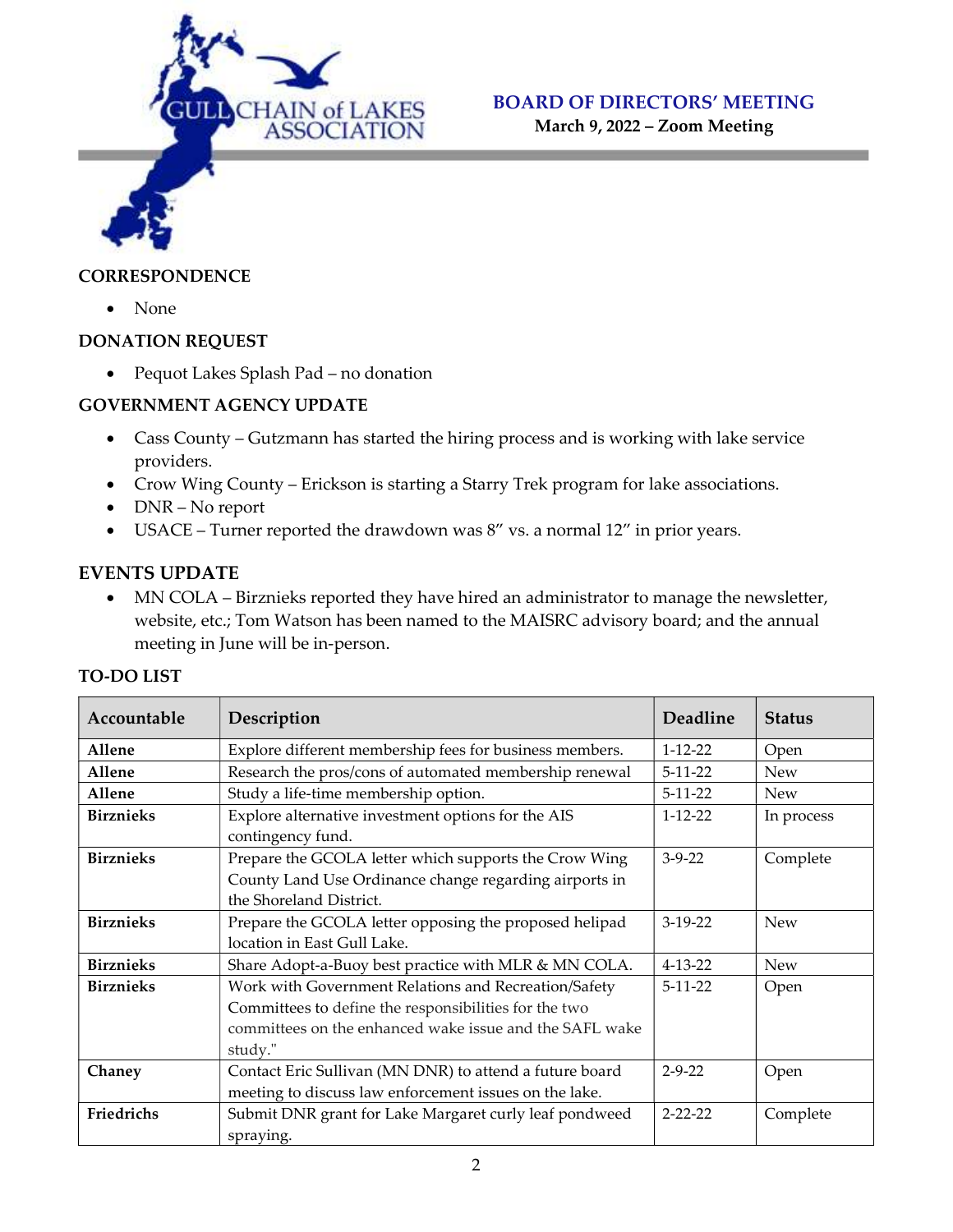**BOARD OF DIRECTORS' MEETING**
**March 9, 2022 – Zoom Meeting**

## CORRESPONDENCE

- None

## DONATION REQUEST

- Pequot Lakes Splash Pad – no donation

## GOVERNMENT AGENCY UPDATE

- Cass County – Gutzmann has started the hiring process and is working with lake service providers.
- Crow Wing County – Erickson is starting a Starry Trek program for lake associations.
- DNR – No report
- USACE – Turner reported the drawdown was 8" vs. a normal 12" in prior years.

## EVENTS UPDATE

- MN COLA – Birznieks reported they have hired an administrator to manage the newsletter, website, etc.; Tom Watson has been named to the MAISRC advisory board; and the annual meeting in June will be in-person.

## TO-DO LIST

| Accountable | Description | Deadline | Status |
|---|---|---|---|
| **Allene** | Explore different membership fees for business members. | 1-12-22 | Open |
| **Allene** | Research the pros/cons of automated membership renewal | 5-11-22 | New |
| **Allene** | Study a life-time membership option. | 5-11-22 | New |
| **Birznieks** | Explore alternative investment options for the AIS contingency fund. | 1-12-22 | In process |
| **Birznieks** | Prepare the GCOLA letter which supports the Crow Wing County Land Use Ordinance change regarding airports in the Shoreland District. | 3-9-22 | Complete |
| **Birznieks** | Prepare the GCOLA letter opposing the proposed helipad location in East Gull Lake. | 3-19-22 | New |
| **Birznieks** | Share Adopt-a-Buoy best practice with MLR & MN COLA. | 4-13-22 | New |
| **Birznieks** | Work with Government Relations and Recreation/Safety Committees to define the responsibilities for the two committees on the enhanced wake issue and the SAFL wake study." | 5-11-22 | Open |
| **Chaney** | Contact Eric Sullivan (MN DNR) to attend a future board meeting to discuss law enforcement issues on the lake. | 2-9-22 | Open |
| **Friedrichs** | Submit DNR grant for Lake Margaret curly leaf pondweed spraying. | 2-22-22 | Complete |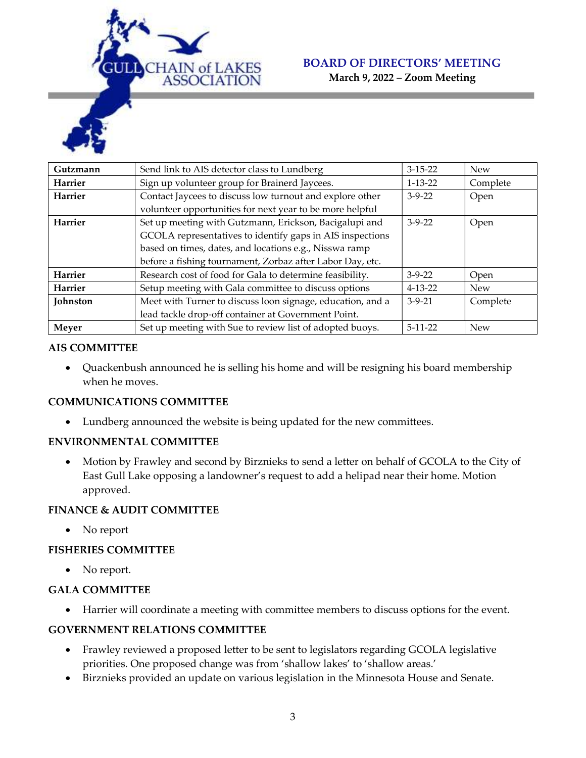# BOARD OF DIRECTORS' MEETING

**March 9, 2022 – Zoom Meeting**

| | | | |
|---|---|---|---|
| **Gutzmann** | Send link to AIS detector class to Lundberg | 3-15-22 | New |
| **Harrier** | Sign up volunteer group for Brainerd Jaycees. | 1-13-22 | Complete |
| **Harrier** | Contact Jaycees to discuss low turnout and explore other volunteer opportunities for next year to be more helpful | 3-9-22 | Open |
| **Harrier** | Set up meeting with Gutzmann, Erickson, Bacigalupi and GCOLA representatives to identify gaps in AIS inspections based on times, dates, and locations e.g., Nisswa ramp before a fishing tournament, Zorbaz after Labor Day, etc. | 3-9-22 | Open |
| **Harrier** | Research cost of food for Gala to determine feasibility. | 3-9-22 | Open |
| **Harrier** | Setup meeting with Gala committee to discuss options | 4-13-22 | New |
| **Johnston** | Meet with Turner to discuss loon signage, education, and a lead tackle drop-off container at Government Point. | 3-9-21 | Complete |
| **Meyer** | Set up meeting with Sue to review list of adopted buoys. | 5-11-22 | New |

## AIS COMMITTEE

- Quackenbush announced he is selling his home and will be resigning his board membership when he moves.

## COMMUNICATIONS COMMITTEE

- Lundberg announced the website is being updated for the new committees.

## ENVIRONMENTAL COMMITTEE

- Motion by Frawley and second by Birznieks to send a letter on behalf of GCOLA to the City of East Gull Lake opposing a landowner's request to add a helipad near their home. Motion approved.

## FINANCE & AUDIT COMMITTEE

- No report

## FISHERIES COMMITTEE

- No report.

## GALA COMMITTEE

- Harrier will coordinate a meeting with committee members to discuss options for the event.

## GOVERNMENT RELATIONS COMMITTEE

- Frawley reviewed a proposed letter to be sent to legislators regarding GCOLA legislative priorities. One proposed change was from 'shallow lakes' to 'shallow areas.'
- Birznieks provided an update on various legislation in the Minnesota House and Senate.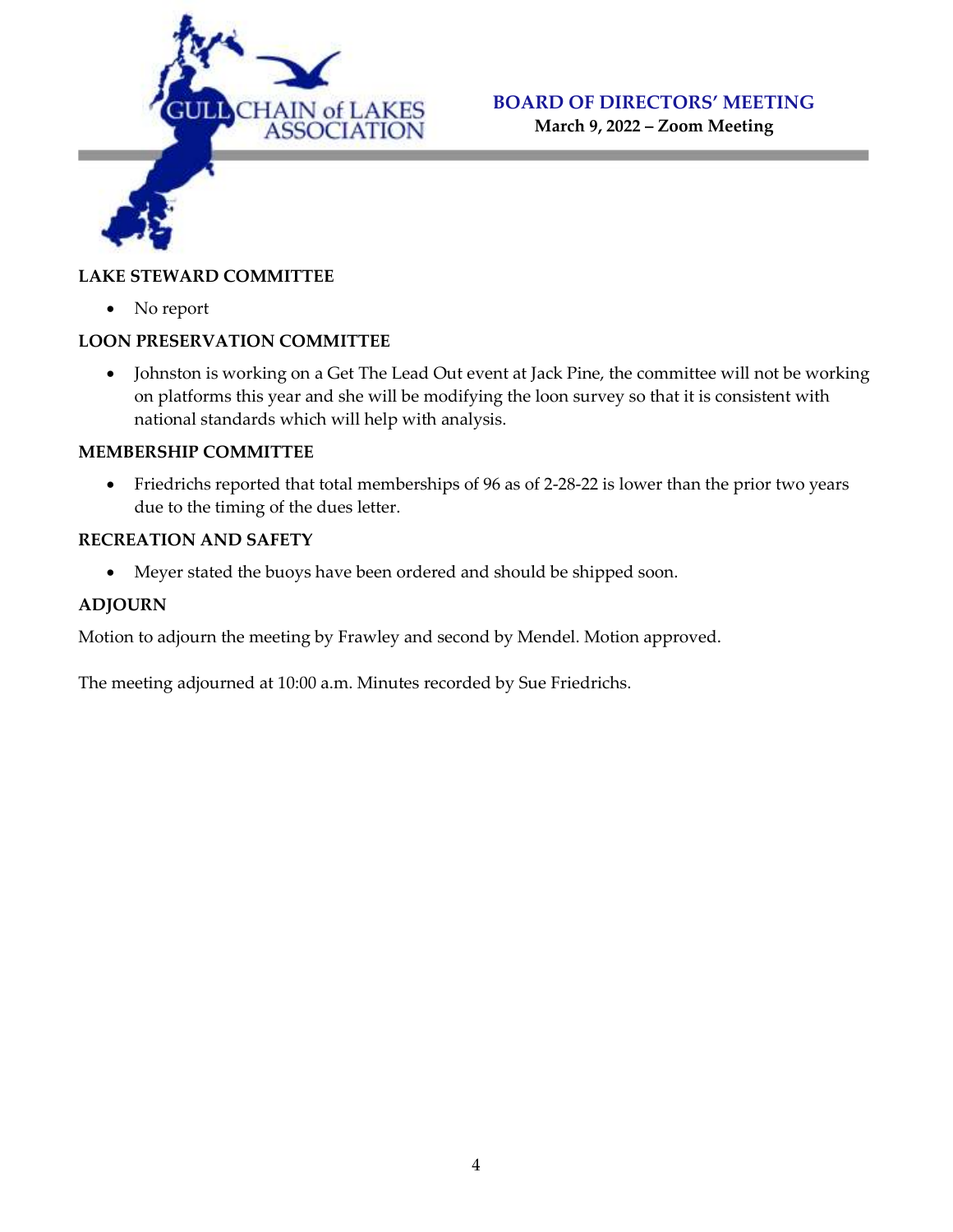## LAKE STEWARD COMMITTEE

- No report

## LOON PRESERVATION COMMITTEE

- Johnston is working on a Get The Lead Out event at Jack Pine, the committee will not be working on platforms this year and she will be modifying the loon survey so that it is consistent with national standards which will help with analysis.

## MEMBERSHIP COMMITTEE

- Friedrichs reported that total memberships of 96 as of 2-28-22 is lower than the prior two years due to the timing of the dues letter.

## RECREATION AND SAFETY

- Meyer stated the buoys have been ordered and should be shipped soon.

## ADJOURN

Motion to adjourn the meeting by Frawley and second by Mendel. Motion approved.

The meeting adjourned at 10:00 a.m. Minutes recorded by Sue Friedrichs.